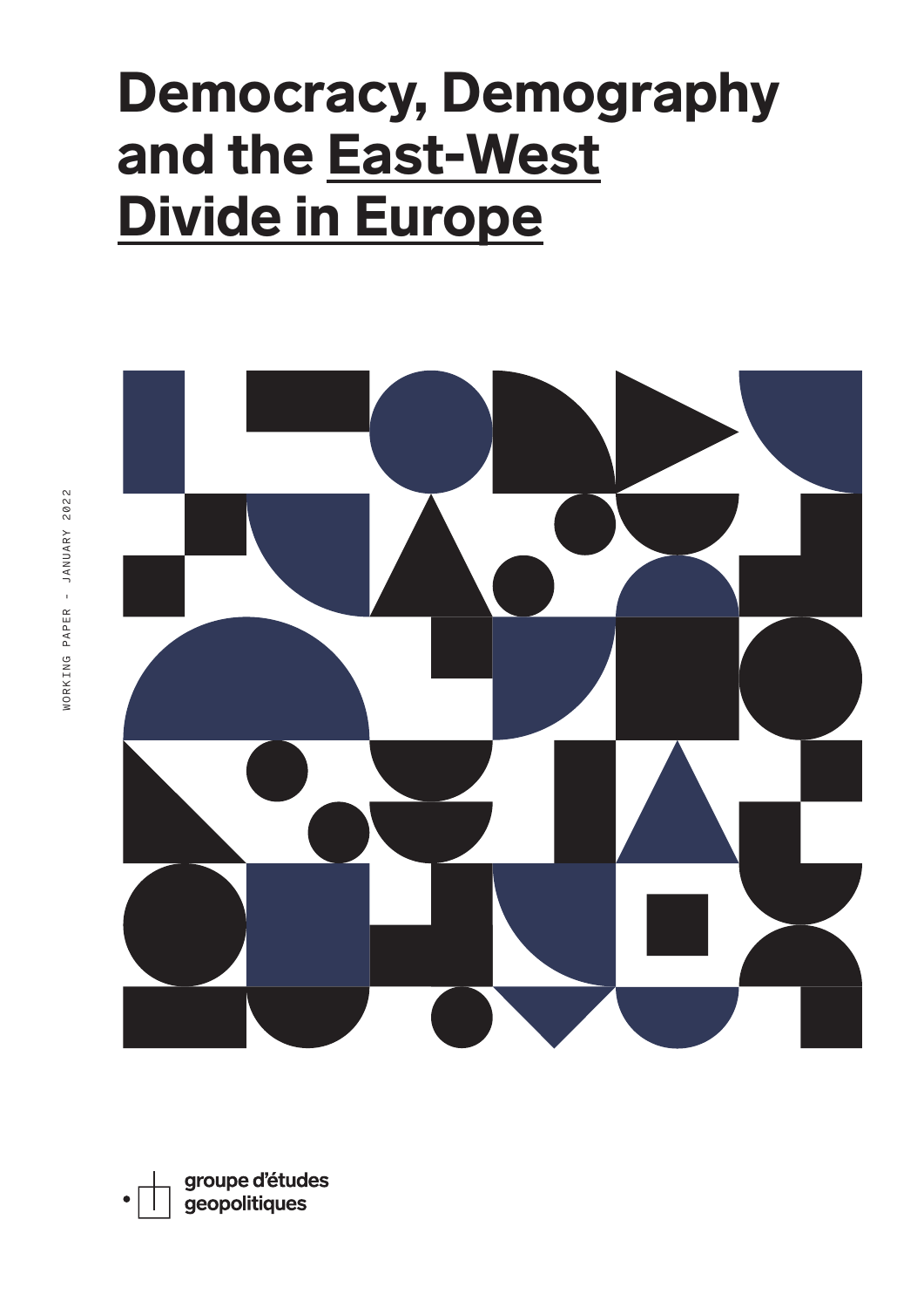# Democracy, Demography and the East-West Divide in Europe

WORKING PAPER - JANUARY 2022

groupe d'études geopolitiques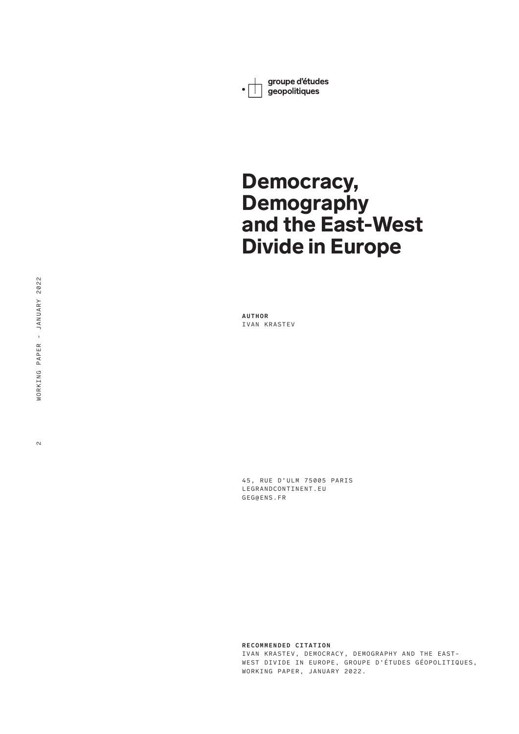groupe d'études geopolitiques

# Democracy, Demography and the East-West Divide in Europe

**AUTHOR**
IVAN KRASTEV

45, RUE D'ULM 75005 PARIS
LEGRANDCONTINENT.EU
GEG@ENS.FR

**RECOMMENDED CITATION**
IVAN KRASTEV, DEMOCRACY, DEMOGRAPHY AND THE EAST-WEST DIVIDE IN EUROPE, GROUPE D'ÉTUDES GÉOPOLITIQUES, WORKING PAPER, JANUARY 2022.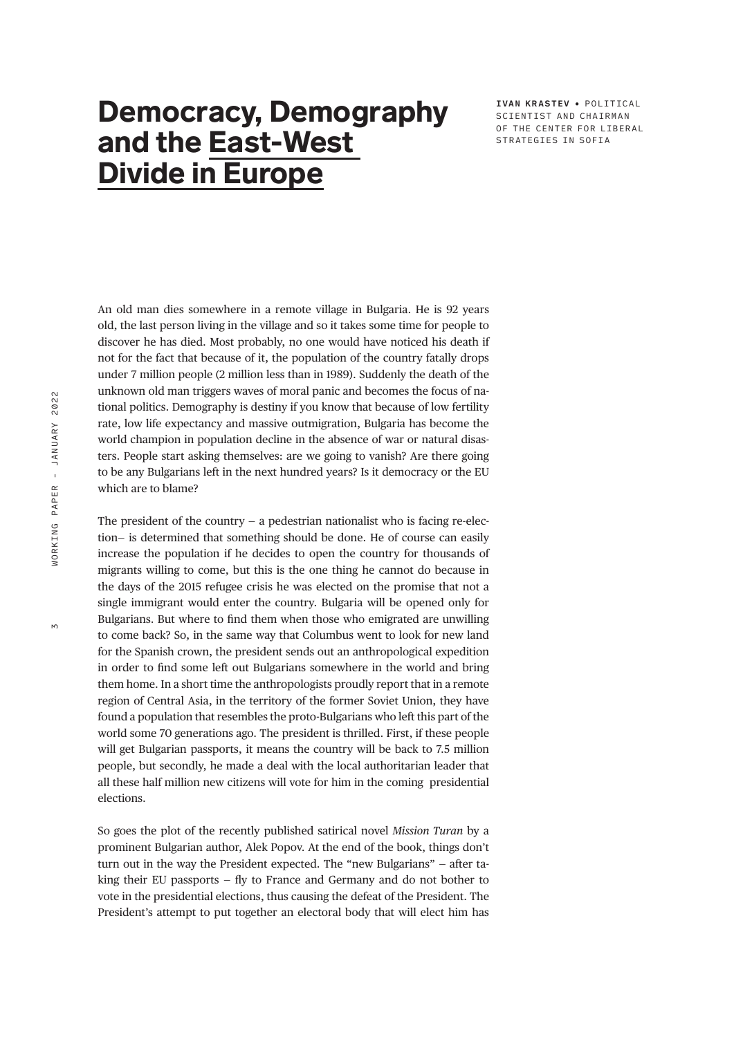# Democracy, Demography and the East-West Divide in Europe

**IVAN KRASTEV** • POLITICAL SCIENTIST AND CHAIRMAN OF THE CENTER FOR LIBERAL STRATEGIES IN SOFIA

An old man dies somewhere in a remote village in Bulgaria. He is 92 years old, the last person living in the village and so it takes some time for people to discover he has died. Most probably, no one would have noticed his death if not for the fact that because of it, the population of the country fatally drops under 7 million people (2 million less than in 1989). Suddenly the death of the unknown old man triggers waves of moral panic and becomes the focus of national politics. Demography is destiny if you know that because of low fertility rate, low life expectancy and massive outmigration, Bulgaria has become the world champion in population decline in the absence of war or natural disasters. People start asking themselves: are we going to vanish? Are there going to be any Bulgarians left in the next hundred years? Is it democracy or the EU which are to blame?

The president of the country – a pedestrian nationalist who is facing re-election– is determined that something should be done. He of course can easily increase the population if he decides to open the country for thousands of migrants willing to come, but this is the one thing he cannot do because in the days of the 2015 refugee crisis he was elected on the promise that not a single immigrant would enter the country. Bulgaria will be opened only for Bulgarians. But where to find them when those who emigrated are unwilling to come back? So, in the same way that Columbus went to look for new land for the Spanish crown, the president sends out an anthropological expedition in order to find some left out Bulgarians somewhere in the world and bring them home. In a short time the anthropologists proudly report that in a remote region of Central Asia, in the territory of the former Soviet Union, they have found a population that resembles the proto-Bulgarians who left this part of the world some 70 generations ago. The president is thrilled. First, if these people will get Bulgarian passports, it means the country will be back to 7.5 million people, but secondly, he made a deal with the local authoritarian leader that all these half million new citizens will vote for him in the coming presidential elections.

So goes the plot of the recently published satirical novel *Mission Turan* by a prominent Bulgarian author, Alek Popov. At the end of the book, things don't turn out in the way the President expected. The "new Bulgarians" – after taking their EU passports – fly to France and Germany and do not bother to vote in the presidential elections, thus causing the defeat of the President. The President's attempt to put together an electoral body that will elect him has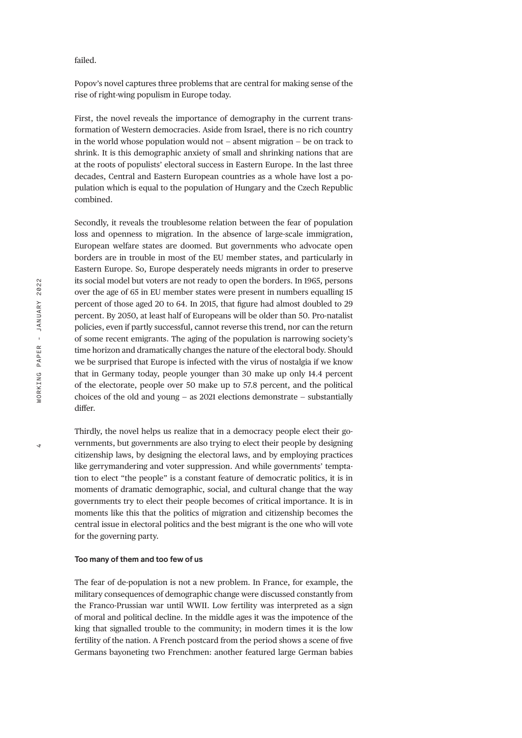failed.

Popov's novel captures three problems that are central for making sense of the rise of right-wing populism in Europe today.

First, the novel reveals the importance of demography in the current transformation of Western democracies. Aside from Israel, there is no rich country in the world whose population would not – absent migration – be on track to shrink. It is this demographic anxiety of small and shrinking nations that are at the roots of populists' electoral success in Eastern Europe. In the last three decades, Central and Eastern European countries as a whole have lost a population which is equal to the population of Hungary and the Czech Republic combined.

Secondly, it reveals the troublesome relation between the fear of population loss and openness to migration. In the absence of large-scale immigration, European welfare states are doomed. But governments who advocate open borders are in trouble in most of the EU member states, and particularly in Eastern Europe. So, Europe desperately needs migrants in order to preserve its social model but voters are not ready to open the borders. In 1965, persons over the age of 65 in EU member states were present in numbers equalling 15 percent of those aged 20 to 64. In 2015, that figure had almost doubled to 29 percent. By 2050, at least half of Europeans will be older than 50. Pro-natalist policies, even if partly successful, cannot reverse this trend, nor can the return of some recent emigrants. The aging of the population is narrowing society's time horizon and dramatically changes the nature of the electoral body. Should we be surprised that Europe is infected with the virus of nostalgia if we know that in Germany today, people younger than 30 make up only 14.4 percent of the electorate, people over 50 make up to 57.8 percent, and the political choices of the old and young – as 2021 elections demonstrate – substantially differ.

Thirdly, the novel helps us realize that in a democracy people elect their governments, but governments are also trying to elect their people by designing citizenship laws, by designing the electoral laws, and by employing practices like gerrymandering and voter suppression. And while governments' temptation to elect "the people" is a constant feature of democratic politics, it is in moments of dramatic demographic, social, and cultural change that the way governments try to elect their people becomes of critical importance. It is in moments like this that the politics of migration and citizenship becomes the central issue in electoral politics and the best migrant is the one who will vote for the governing party.

### Too many of them and too few of us

The fear of de-population is not a new problem. In France, for example, the military consequences of demographic change were discussed constantly from the Franco-Prussian war until WWII. Low fertility was interpreted as a sign of moral and political decline. In the middle ages it was the impotence of the king that signalled trouble to the community; in modern times it is the low fertility of the nation. A French postcard from the period shows a scene of five Germans bayoneting two Frenchmen: another featured large German babies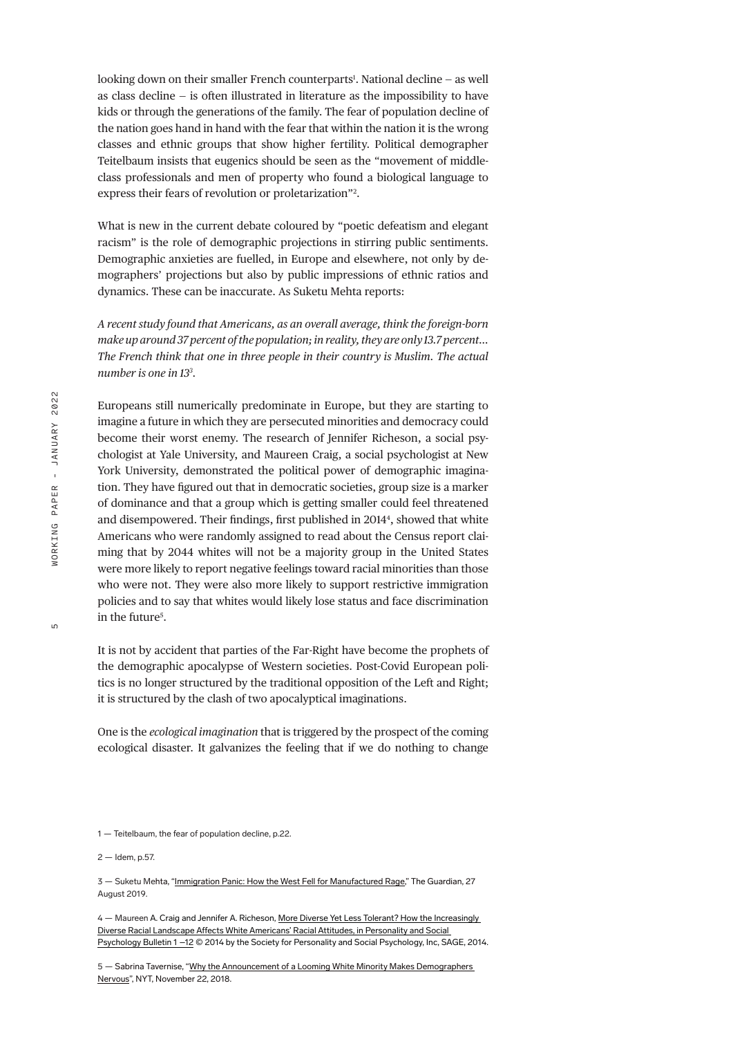looking down on their smaller French counterparts[1]. National decline – as well as class decline – is often illustrated in literature as the impossibility to have kids or through the generations of the family. The fear of population decline of the nation goes hand in hand with the fear that within the nation it is the wrong classes and ethnic groups that show higher fertility. Political demographer Teitelbaum insists that eugenics should be seen as the "movement of middle-class professionals and men of property who found a biological language to express their fears of revolution or proletarization"[2].

What is new in the current debate coloured by "poetic defeatism and elegant racism" is the role of demographic projections in stirring public sentiments. Demographic anxieties are fuelled, in Europe and elsewhere, not only by demographers' projections but also by public impressions of ethnic ratios and dynamics. These can be inaccurate. As Suketu Mehta reports:

*A recent study found that Americans, as an overall average, think the foreign-born make up around 37 percent of the population; in reality, they are only 13.7 percent… The French think that one in three people in their country is Muslim. The actual number is one in 13*[3].

Europeans still numerically predominate in Europe, but they are starting to imagine a future in which they are persecuted minorities and democracy could become their worst enemy. The research of Jennifer Richeson, a social psychologist at Yale University, and Maureen Craig, a social psychologist at New York University, demonstrated the political power of demographic imagination. They have figured out that in democratic societies, group size is a marker of dominance and that a group which is getting smaller could feel threatened and disempowered. Their findings, first published in 2014[4], showed that white Americans who were randomly assigned to read about the Census report claiming that by 2044 whites will not be a majority group in the United States were more likely to report negative feelings toward racial minorities than those who were not. They were also more likely to support restrictive immigration policies and to say that whites would likely lose status and face discrimination in the future[5].

It is not by accident that parties of the Far-Right have become the prophets of the demographic apocalypse of Western societies. Post-Covid European politics is no longer structured by the traditional opposition of the Left and Right; it is structured by the clash of two apocalyptical imaginations.

One is the *ecological imagination* that is triggered by the prospect of the coming ecological disaster. It galvanizes the feeling that if we do nothing to change

---

1 — Teitelbaum, the fear of population decline, p.22.

2 — Idem, p.57.

3 — Suketu Mehta, "Immigration Panic: How the West Fell for Manufactured Rage," The Guardian, 27 August 2019.

4 — Maureen A. Craig and Jennifer A. Richeson, More Diverse Yet Less Tolerant? How the Increasingly Diverse Racial Landscape Affects White Americans' Racial Attitudes, in Personality and Social Psychology Bulletin 1 –12 © 2014 by the Society for Personality and Social Psychology, Inc, SAGE, 2014.

5 — Sabrina Tavernise, "Why the Announcement of a Looming White Minority Makes Demographers Nervous", NYT, November 22, 2018.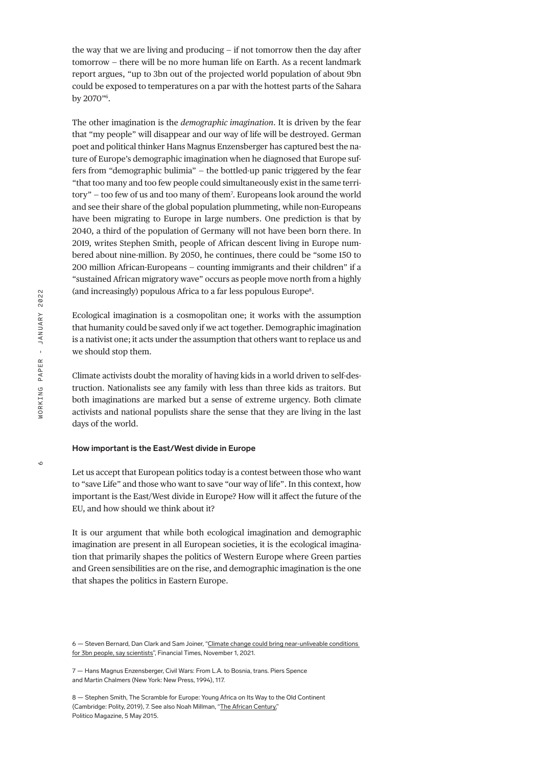the way that we are living and producing – if not tomorrow then the day after tomorrow – there will be no more human life on Earth. As a recent landmark report argues, "up to 3bn out of the projected world population of about 9bn could be exposed to temperatures on a par with the hottest parts of the Sahara by 2070"[6].

The other imagination is the *demographic imagination*. It is driven by the fear that "my people" will disappear and our way of life will be destroyed. German poet and political thinker Hans Magnus Enzensberger has captured best the nature of Europe's demographic imagination when he diagnosed that Europe suffers from "demographic bulimia" – the bottled-up panic triggered by the fear "that too many and too few people could simultaneously exist in the same territory" – too few of us and too many of them[7]. Europeans look around the world and see their share of the global population plummeting, while non-Europeans have been migrating to Europe in large numbers. One prediction is that by 2040, a third of the population of Germany will not have been born there. In 2019, writes Stephen Smith, people of African descent living in Europe numbered about nine-million. By 2050, he continues, there could be "some 150 to 200 million African-Europeans – counting immigrants and their children" if a "sustained African migratory wave" occurs as people move north from a highly (and increasingly) populous Africa to a far less populous Europe[8].

Ecological imagination is a cosmopolitan one; it works with the assumption that humanity could be saved only if we act together. Demographic imagination is a nativist one; it acts under the assumption that others want to replace us and we should stop them.

Climate activists doubt the morality of having kids in a world driven to self-destruction. Nationalists see any family with less than three kids as traitors. But both imaginations are marked but a sense of extreme urgency. Both climate activists and national populists share the sense that they are living in the last days of the world.

### How important is the East/West divide in Europe

Let us accept that European politics today is a contest between those who want to "save Life" and those who want to save "our way of life". In this context, how important is the East/West divide in Europe? How will it affect the future of the EU, and how should we think about it?

It is our argument that while both ecological imagination and demographic imagination are present in all European societies, it is the ecological imagination that primarily shapes the politics of Western Europe where Green parties and Green sensibilities are on the rise, and demographic imagination is the one that shapes the politics in Eastern Europe.

6 — Steven Bernard, Dan Clark and Sam Joiner, "Climate change could bring near-unliveable conditions for 3bn people, say scientists", Financial Times, November 1, 2021.

7 — Hans Magnus Enzensberger, Civil Wars: From L.A. to Bosnia, trans. Piers Spence and Martin Chalmers (New York: New Press, 1994), 117.

8 — Stephen Smith, The Scramble for Europe: Young Africa on Its Way to the Old Continent (Cambridge: Polity, 2019), 7. See also Noah Millman, "The African Century," Politico Magazine, 5 May 2015.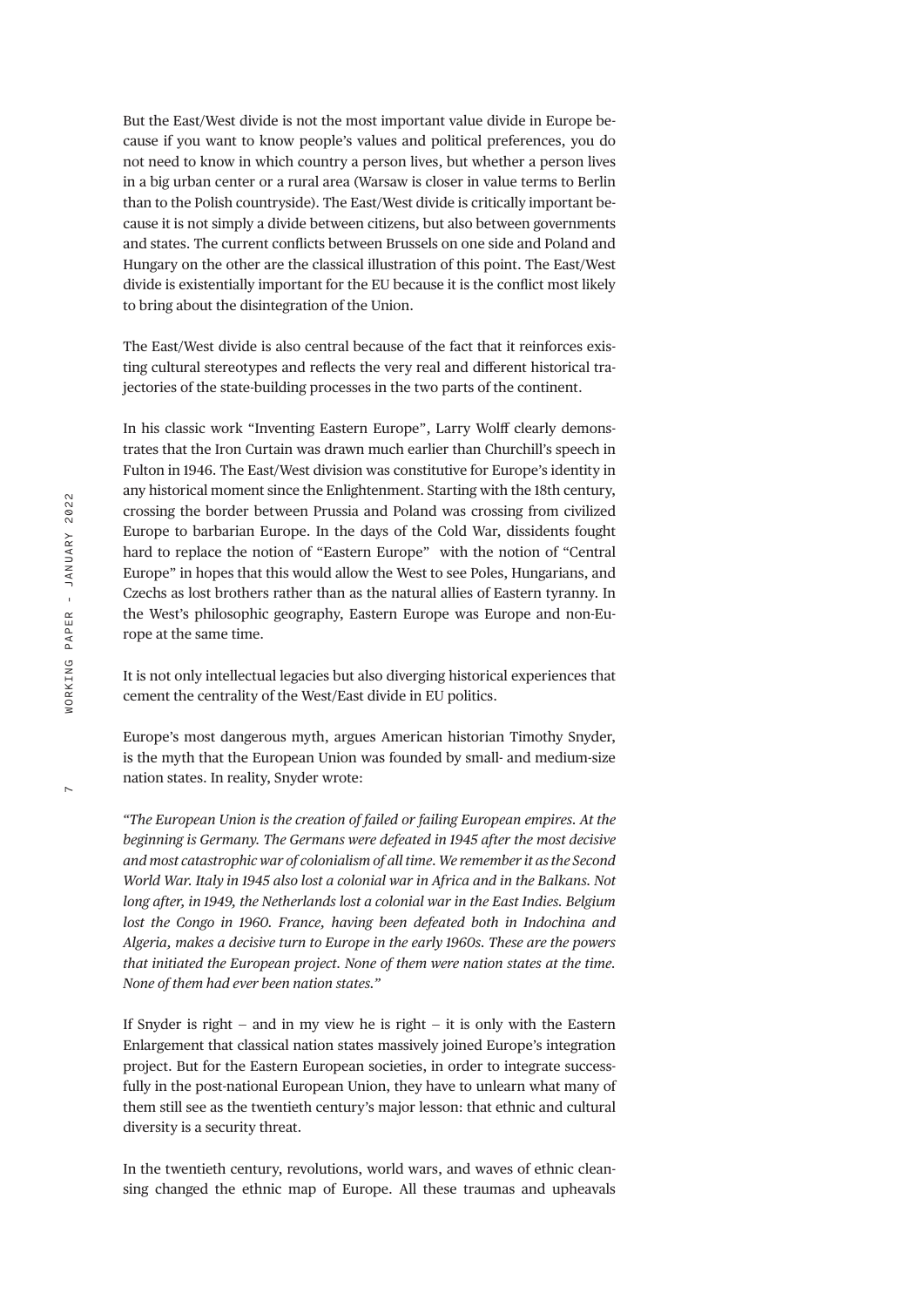But the East/West divide is not the most important value divide in Europe because if you want to know people's values and political preferences, you do not need to know in which country a person lives, but whether a person lives in a big urban center or a rural area (Warsaw is closer in value terms to Berlin than to the Polish countryside). The East/West divide is critically important because it is not simply a divide between citizens, but also between governments and states. The current conflicts between Brussels on one side and Poland and Hungary on the other are the classical illustration of this point. The East/West divide is existentially important for the EU because it is the conflict most likely to bring about the disintegration of the Union.

The East/West divide is also central because of the fact that it reinforces existing cultural stereotypes and reflects the very real and different historical trajectories of the state-building processes in the two parts of the continent.

In his classic work "Inventing Eastern Europe", Larry Wolff clearly demonstrates that the Iron Curtain was drawn much earlier than Churchill's speech in Fulton in 1946. The East/West division was constitutive for Europe's identity in any historical moment since the Enlightenment. Starting with the 18th century, crossing the border between Prussia and Poland was crossing from civilized Europe to barbarian Europe. In the days of the Cold War, dissidents fought hard to replace the notion of "Eastern Europe" with the notion of "Central Europe" in hopes that this would allow the West to see Poles, Hungarians, and Czechs as lost brothers rather than as the natural allies of Eastern tyranny. In the West's philosophic geography, Eastern Europe was Europe and non-Europe at the same time.

It is not only intellectual legacies but also diverging historical experiences that cement the centrality of the West/East divide in EU politics.

Europe's most dangerous myth, argues American historian Timothy Snyder, is the myth that the European Union was founded by small- and medium-size nation states. In reality, Snyder wrote:

*"The European Union is the creation of failed or failing European empires. At the beginning is Germany. The Germans were defeated in 1945 after the most decisive and most catastrophic war of colonialism of all time. We remember it as the Second World War. Italy in 1945 also lost a colonial war in Africa and in the Balkans. Not long after, in 1949, the Netherlands lost a colonial war in the East Indies. Belgium lost the Congo in 1960. France, having been defeated both in Indochina and Algeria, makes a decisive turn to Europe in the early 1960s. These are the powers that initiated the European project. None of them were nation states at the time. None of them had ever been nation states."*

If Snyder is right – and in my view he is right – it is only with the Eastern Enlargement that classical nation states massively joined Europe's integration project. But for the Eastern European societies, in order to integrate successfully in the post-national European Union, they have to unlearn what many of them still see as the twentieth century's major lesson: that ethnic and cultural diversity is a security threat.

In the twentieth century, revolutions, world wars, and waves of ethnic cleansing changed the ethnic map of Europe. All these traumas and upheavals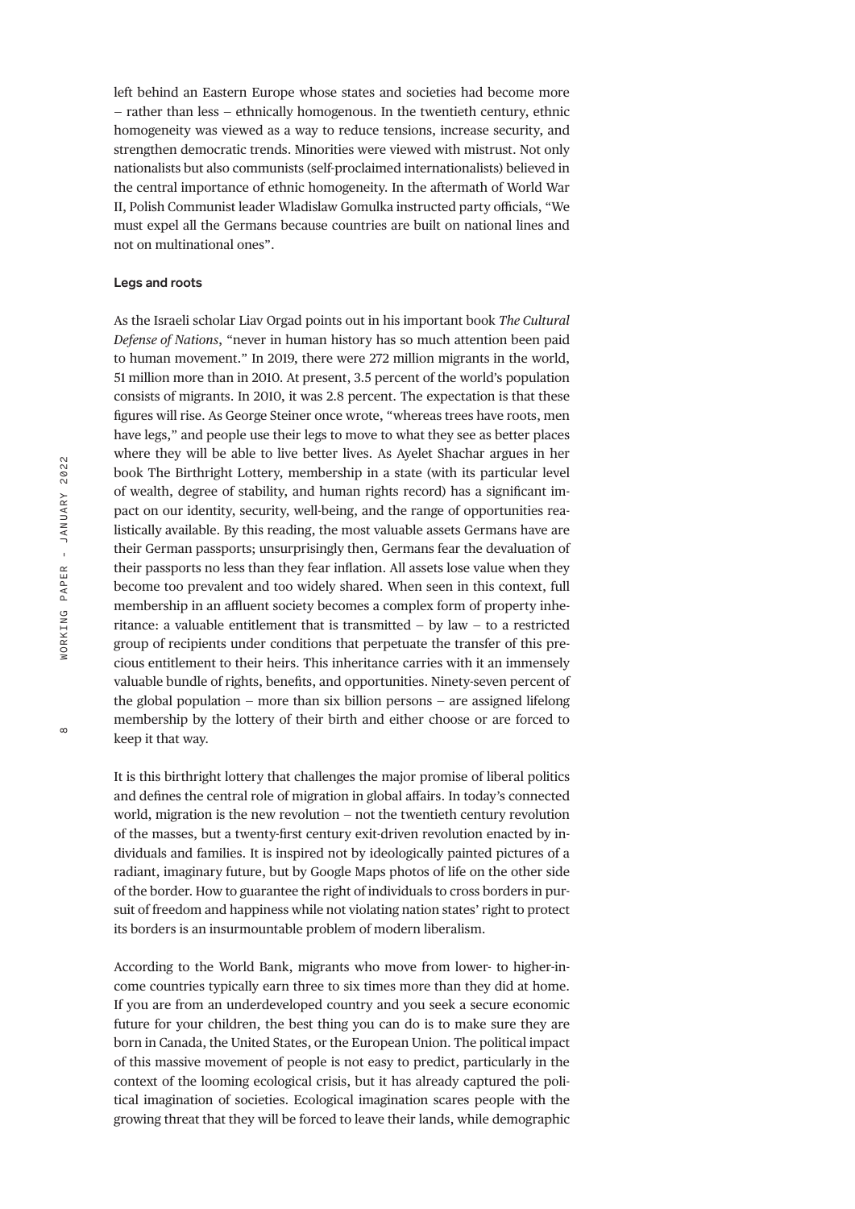left behind an Eastern Europe whose states and societies had become more – rather than less – ethnically homogenous. In the twentieth century, ethnic homogeneity was viewed as a way to reduce tensions, increase security, and strengthen democratic trends. Minorities were viewed with mistrust. Not only nationalists but also communists (self-proclaimed internationalists) believed in the central importance of ethnic homogeneity. In the aftermath of World War II, Polish Communist leader Wladislaw Gomulka instructed party officials, "We must expel all the Germans because countries are built on national lines and not on multinational ones".

### Legs and roots

As the Israeli scholar Liav Orgad points out in his important book *The Cultural Defense of Nations*, "never in human history has so much attention been paid to human movement." In 2019, there were 272 million migrants in the world, 51 million more than in 2010. At present, 3.5 percent of the world's population consists of migrants. In 2010, it was 2.8 percent. The expectation is that these figures will rise. As George Steiner once wrote, "whereas trees have roots, men have legs," and people use their legs to move to what they see as better places where they will be able to live better lives. As Ayelet Shachar argues in her book The Birthright Lottery, membership in a state (with its particular level of wealth, degree of stability, and human rights record) has a significant impact on our identity, security, well-being, and the range of opportunities realistically available. By this reading, the most valuable assets Germans have are their German passports; unsurprisingly then, Germans fear the devaluation of their passports no less than they fear inflation. All assets lose value when they become too prevalent and too widely shared. When seen in this context, full membership in an affluent society becomes a complex form of property inheritance: a valuable entitlement that is transmitted – by law – to a restricted group of recipients under conditions that perpetuate the transfer of this precious entitlement to their heirs. This inheritance carries with it an immensely valuable bundle of rights, benefits, and opportunities. Ninety-seven percent of the global population – more than six billion persons – are assigned lifelong membership by the lottery of their birth and either choose or are forced to keep it that way.

It is this birthright lottery that challenges the major promise of liberal politics and defines the central role of migration in global affairs. In today's connected world, migration is the new revolution – not the twentieth century revolution of the masses, but a twenty-first century exit-driven revolution enacted by individuals and families. It is inspired not by ideologically painted pictures of a radiant, imaginary future, but by Google Maps photos of life on the other side of the border. How to guarantee the right of individuals to cross borders in pursuit of freedom and happiness while not violating nation states' right to protect its borders is an insurmountable problem of modern liberalism.

According to the World Bank, migrants who move from lower- to higher-income countries typically earn three to six times more than they did at home. If you are from an underdeveloped country and you seek a secure economic future for your children, the best thing you can do is to make sure they are born in Canada, the United States, or the European Union. The political impact of this massive movement of people is not easy to predict, particularly in the context of the looming ecological crisis, but it has already captured the political imagination of societies. Ecological imagination scares people with the growing threat that they will be forced to leave their lands, while demographic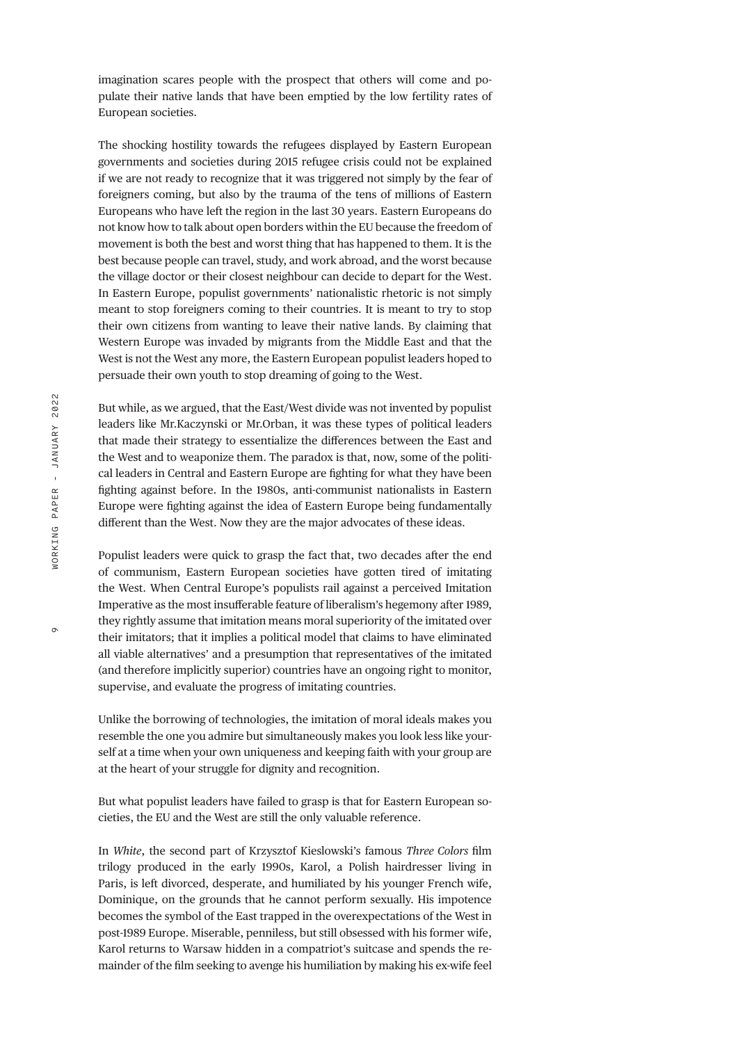imagination scares people with the prospect that others will come and populate their native lands that have been emptied by the low fertility rates of European societies.

The shocking hostility towards the refugees displayed by Eastern European governments and societies during 2015 refugee crisis could not be explained if we are not ready to recognize that it was triggered not simply by the fear of foreigners coming, but also by the trauma of the tens of millions of Eastern Europeans who have left the region in the last 30 years. Eastern Europeans do not know how to talk about open borders within the EU because the freedom of movement is both the best and worst thing that has happened to them. It is the best because people can travel, study, and work abroad, and the worst because the village doctor or their closest neighbour can decide to depart for the West. In Eastern Europe, populist governments' nationalistic rhetoric is not simply meant to stop foreigners coming to their countries. It is meant to try to stop their own citizens from wanting to leave their native lands. By claiming that Western Europe was invaded by migrants from the Middle East and that the West is not the West any more, the Eastern European populist leaders hoped to persuade their own youth to stop dreaming of going to the West.

But while, as we argued, that the East/West divide was not invented by populist leaders like Mr.Kaczynski or Mr.Orban, it was these types of political leaders that made their strategy to essentialize the differences between the East and the West and to weaponize them. The paradox is that, now, some of the political leaders in Central and Eastern Europe are fighting for what they have been fighting against before. In the 1980s, anti-communist nationalists in Eastern Europe were fighting against the idea of Eastern Europe being fundamentally different than the West. Now they are the major advocates of these ideas.

Populist leaders were quick to grasp the fact that, two decades after the end of communism, Eastern European societies have gotten tired of imitating the West. When Central Europe's populists rail against a perceived Imitation Imperative as the most insufferable feature of liberalism's hegemony after 1989, they rightly assume that imitation means moral superiority of the imitated over their imitators; that it implies a political model that claims to have eliminated all viable alternatives' and a presumption that representatives of the imitated (and therefore implicitly superior) countries have an ongoing right to monitor, supervise, and evaluate the progress of imitating countries.

Unlike the borrowing of technologies, the imitation of moral ideals makes you resemble the one you admire but simultaneously makes you look less like yourself at a time when your own uniqueness and keeping faith with your group are at the heart of your struggle for dignity and recognition.

But what populist leaders have failed to grasp is that for Eastern European societies, the EU and the West are still the only valuable reference.

In *White*, the second part of Krzysztof Kieslowski's famous *Three Colors* film trilogy produced in the early 1990s, Karol, a Polish hairdresser living in Paris, is left divorced, desperate, and humiliated by his younger French wife, Dominique, on the grounds that he cannot perform sexually. His impotence becomes the symbol of the East trapped in the overexpectations of the West in post-1989 Europe. Miserable, penniless, but still obsessed with his former wife, Karol returns to Warsaw hidden in a compatriot's suitcase and spends the remainder of the film seeking to avenge his humiliation by making his ex-wife feel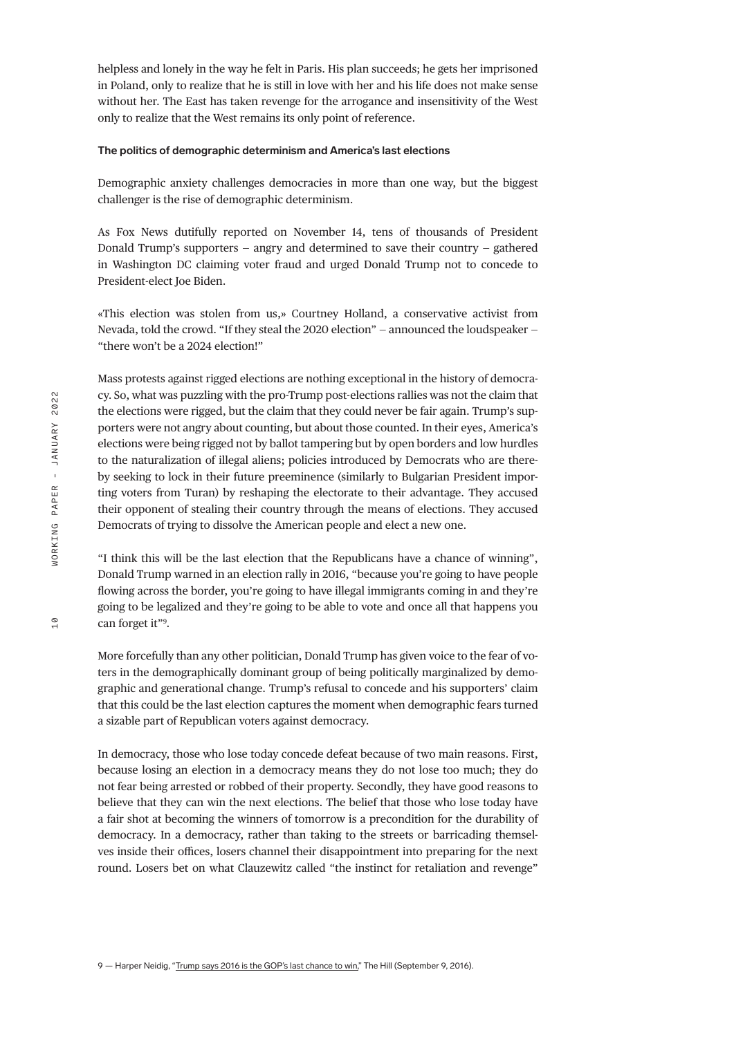helpless and lonely in the way he felt in Paris. His plan succeeds; he gets her imprisoned in Poland, only to realize that he is still in love with her and his life does not make sense without her. The East has taken revenge for the arrogance and insensitivity of the West only to realize that the West remains its only point of reference.

### The politics of demographic determinism and America's last elections

Demographic anxiety challenges democracies in more than one way, but the biggest challenger is the rise of demographic determinism.

As Fox News dutifully reported on November 14, tens of thousands of President Donald Trump's supporters – angry and determined to save their country – gathered in Washington DC claiming voter fraud and urged Donald Trump not to concede to President-elect Joe Biden.

«This election was stolen from us,» Courtney Holland, a conservative activist from Nevada, told the crowd. "If they steal the 2020 election" – announced the loudspeaker – "there won't be a 2024 election!"

Mass protests against rigged elections are nothing exceptional in the history of democracy. So, what was puzzling with the pro-Trump post-elections rallies was not the claim that the elections were rigged, but the claim that they could never be fair again. Trump's supporters were not angry about counting, but about those counted. In their eyes, America's elections were being rigged not by ballot tampering but by open borders and low hurdles to the naturalization of illegal aliens; policies introduced by Democrats who are thereby seeking to lock in their future preeminence (similarly to Bulgarian President importing voters from Turan) by reshaping the electorate to their advantage. They accused their opponent of stealing their country through the means of elections. They accused Democrats of trying to dissolve the American people and elect a new one.

"I think this will be the last election that the Republicans have a chance of winning", Donald Trump warned in an election rally in 2016, "because you're going to have people flowing across the border, you're going to have illegal immigrants coming in and they're going to be legalized and they're going to be able to vote and once all that happens you can forget it"[9].

More forcefully than any other politician, Donald Trump has given voice to the fear of voters in the demographically dominant group of being politically marginalized by demographic and generational change. Trump's refusal to concede and his supporters' claim that this could be the last election captures the moment when demographic fears turned a sizable part of Republican voters against democracy.

In democracy, those who lose today concede defeat because of two main reasons. First, because losing an election in a democracy means they do not lose too much; they do not fear being arrested or robbed of their property. Secondly, they have good reasons to believe that they can win the next elections. The belief that those who lose today have a fair shot at becoming the winners of tomorrow is a precondition for the durability of democracy. In a democracy, rather than taking to the streets or barricading themselves inside their offices, losers channel their disappointment into preparing for the next round. Losers bet on what Clauzewitz called "the instinct for retaliation and revenge"

9 — Harper Neidig, "Trump says 2016 is the GOP's last chance to win," The Hill (September 9, 2016).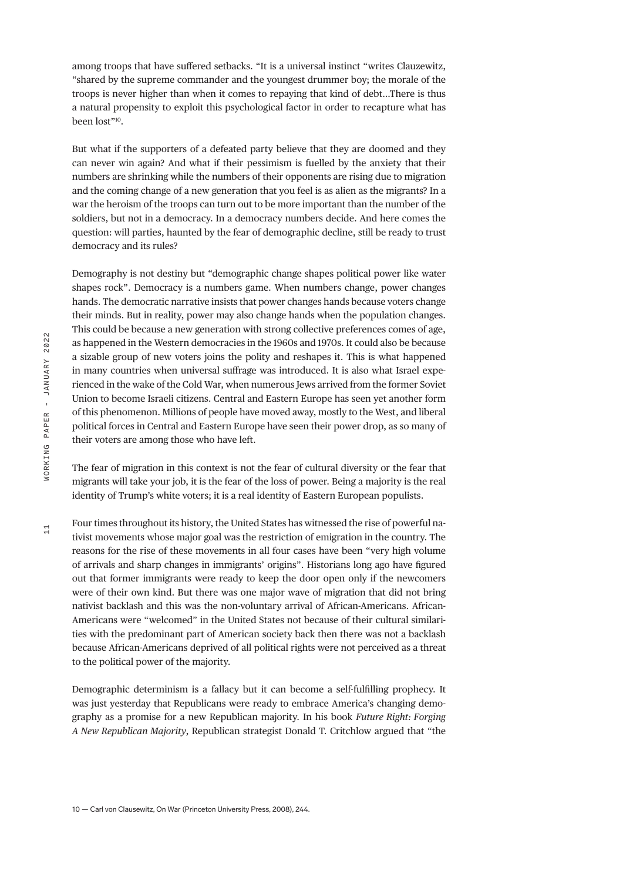among troops that have suffered setbacks. "It is a universal instinct "writes Clauzewitz, "shared by the supreme commander and the youngest drummer boy; the morale of the troops is never higher than when it comes to repaying that kind of debt...There is thus a natural propensity to exploit this psychological factor in order to recapture what has been lost"[10].

But what if the supporters of a defeated party believe that they are doomed and they can never win again? And what if their pessimism is fuelled by the anxiety that their numbers are shrinking while the numbers of their opponents are rising due to migration and the coming change of a new generation that you feel is as alien as the migrants? In a war the heroism of the troops can turn out to be more important than the number of the soldiers, but not in a democracy. In a democracy numbers decide. And here comes the question: will parties, haunted by the fear of demographic decline, still be ready to trust democracy and its rules?

Demography is not destiny but "demographic change shapes political power like water shapes rock". Democracy is a numbers game. When numbers change, power changes hands. The democratic narrative insists that power changes hands because voters change their minds. But in reality, power may also change hands when the population changes. This could be because a new generation with strong collective preferences comes of age, as happened in the Western democracies in the 1960s and 1970s. It could also be because a sizable group of new voters joins the polity and reshapes it. This is what happened in many countries when universal suffrage was introduced. It is also what Israel experienced in the wake of the Cold War, when numerous Jews arrived from the former Soviet Union to become Israeli citizens. Central and Eastern Europe has seen yet another form of this phenomenon. Millions of people have moved away, mostly to the West, and liberal political forces in Central and Eastern Europe have seen their power drop, as so many of their voters are among those who have left.

The fear of migration in this context is not the fear of cultural diversity or the fear that migrants will take your job, it is the fear of the loss of power. Being a majority is the real identity of Trump's white voters; it is a real identity of Eastern European populists.

Four times throughout its history, the United States has witnessed the rise of powerful nativist movements whose major goal was the restriction of emigration in the country. The reasons for the rise of these movements in all four cases have been "very high volume of arrivals and sharp changes in immigrants' origins". Historians long ago have figured out that former immigrants were ready to keep the door open only if the newcomers were of their own kind. But there was one major wave of migration that did not bring nativist backlash and this was the non-voluntary arrival of African-Americans. African-Americans were "welcomed" in the United States not because of their cultural similarities with the predominant part of American society back then there was not a backlash because African-Americans deprived of all political rights were not perceived as a threat to the political power of the majority.

Demographic determinism is a fallacy but it can become a self-fulfilling prophecy. It was just yesterday that Republicans were ready to embrace America's changing demography as a promise for a new Republican majority. In his book *Future Right: Forging A New Republican Majority*, Republican strategist Donald T. Critchlow argued that "the

10 — Carl von Clausewitz, On War (Princeton University Press, 2008), 244.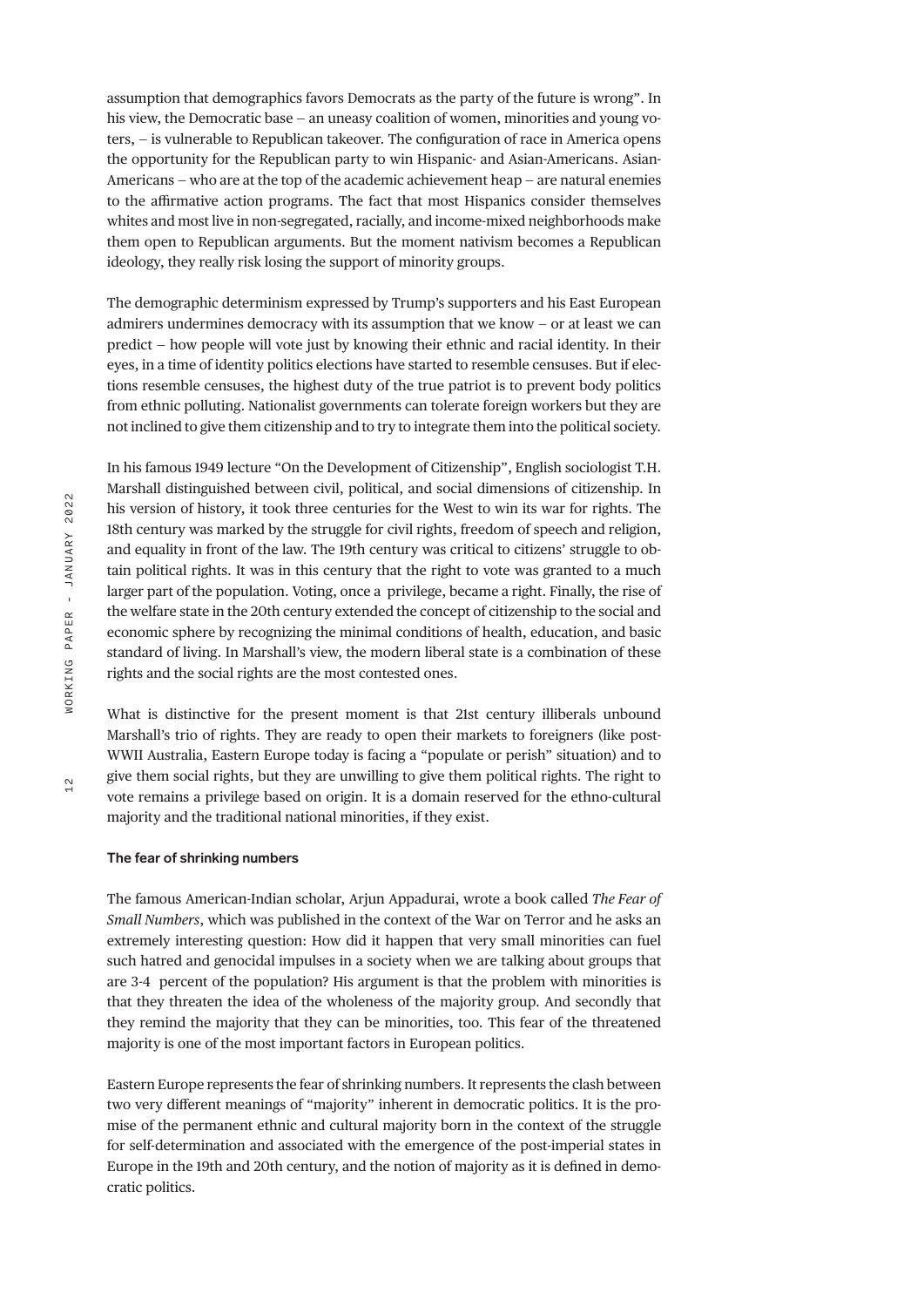assumption that demographics favors Democrats as the party of the future is wrong". In his view, the Democratic base – an uneasy coalition of women, minorities and young voters, – is vulnerable to Republican takeover. The configuration of race in America opens the opportunity for the Republican party to win Hispanic- and Asian-Americans. Asian-Americans – who are at the top of the academic achievement heap – are natural enemies to the affirmative action programs. The fact that most Hispanics consider themselves whites and most live in non-segregated, racially, and income-mixed neighborhoods make them open to Republican arguments. But the moment nativism becomes a Republican ideology, they really risk losing the support of minority groups.

The demographic determinism expressed by Trump's supporters and his East European admirers undermines democracy with its assumption that we know – or at least we can predict – how people will vote just by knowing their ethnic and racial identity. In their eyes, in a time of identity politics elections have started to resemble censuses. But if elections resemble censuses, the highest duty of the true patriot is to prevent body politics from ethnic polluting. Nationalist governments can tolerate foreign workers but they are not inclined to give them citizenship and to try to integrate them into the political society.

In his famous 1949 lecture "On the Development of Citizenship", English sociologist T.H. Marshall distinguished between civil, political, and social dimensions of citizenship. In his version of history, it took three centuries for the West to win its war for rights. The 18th century was marked by the struggle for civil rights, freedom of speech and religion, and equality in front of the law. The 19th century was critical to citizens' struggle to obtain political rights. It was in this century that the right to vote was granted to a much larger part of the population. Voting, once a privilege, became a right. Finally, the rise of the welfare state in the 20th century extended the concept of citizenship to the social and economic sphere by recognizing the minimal conditions of health, education, and basic standard of living. In Marshall's view, the modern liberal state is a combination of these rights and the social rights are the most contested ones.

What is distinctive for the present moment is that 21st century illiberals unbound Marshall's trio of rights. They are ready to open their markets to foreigners (like post-WWII Australia, Eastern Europe today is facing a "populate or perish" situation) and to give them social rights, but they are unwilling to give them political rights. The right to vote remains a privilege based on origin. It is a domain reserved for the ethno-cultural majority and the traditional national minorities, if they exist.

#### The fear of shrinking numbers

The famous American-Indian scholar, Arjun Appadurai, wrote a book called *The Fear of Small Numbers*, which was published in the context of the War on Terror and he asks an extremely interesting question: How did it happen that very small minorities can fuel such hatred and genocidal impulses in a society when we are talking about groups that are 3-4 percent of the population? His argument is that the problem with minorities is that they threaten the idea of the wholeness of the majority group. And secondly that they remind the majority that they can be minorities, too. This fear of the threatened majority is one of the most important factors in European politics.

Eastern Europe represents the fear of shrinking numbers. It represents the clash between two very different meanings of "majority" inherent in democratic politics. It is the promise of the permanent ethnic and cultural majority born in the context of the struggle for self-determination and associated with the emergence of the post-imperial states in Europe in the 19th and 20th century, and the notion of majority as it is defined in democratic politics.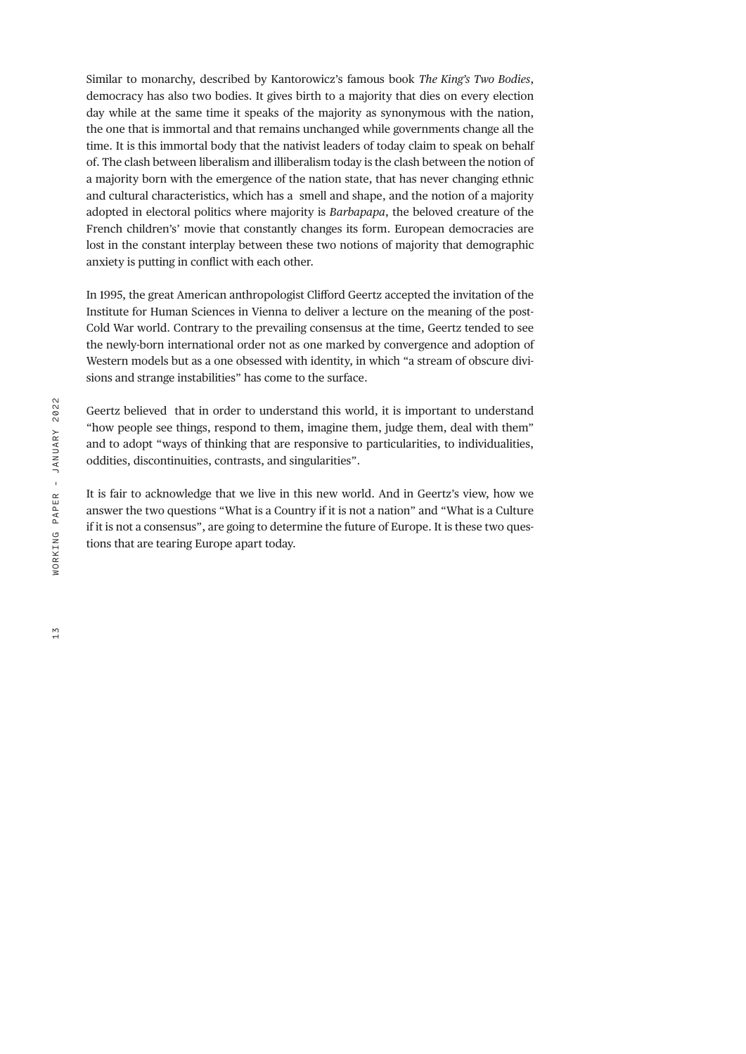Similar to monarchy, described by Kantorowicz's famous book *The King's Two Bodies*, democracy has also two bodies. It gives birth to a majority that dies on every election day while at the same time it speaks of the majority as synonymous with the nation, the one that is immortal and that remains unchanged while governments change all the time. It is this immortal body that the nativist leaders of today claim to speak on behalf of. The clash between liberalism and illiberalism today is the clash between the notion of a majority born with the emergence of the nation state, that has never changing ethnic and cultural characteristics, which has a smell and shape, and the notion of a majority adopted in electoral politics where majority is *Barbapapa*, the beloved creature of the French children's' movie that constantly changes its form. European democracies are lost in the constant interplay between these two notions of majority that demographic anxiety is putting in conflict with each other.

In 1995, the great American anthropologist Clifford Geertz accepted the invitation of the Institute for Human Sciences in Vienna to deliver a lecture on the meaning of the post-Cold War world. Contrary to the prevailing consensus at the time, Geertz tended to see the newly-born international order not as one marked by convergence and adoption of Western models but as a one obsessed with identity, in which "a stream of obscure divisions and strange instabilities" has come to the surface.

Geertz believed that in order to understand this world, it is important to understand "how people see things, respond to them, imagine them, judge them, deal with them" and to adopt "ways of thinking that are responsive to particularities, to individualities, oddities, discontinuities, contrasts, and singularities".

It is fair to acknowledge that we live in this new world. And in Geertz's view, how we answer the two questions "What is a Country if it is not a nation" and "What is a Culture if it is not a consensus", are going to determine the future of Europe. It is these two questions that are tearing Europe apart today.